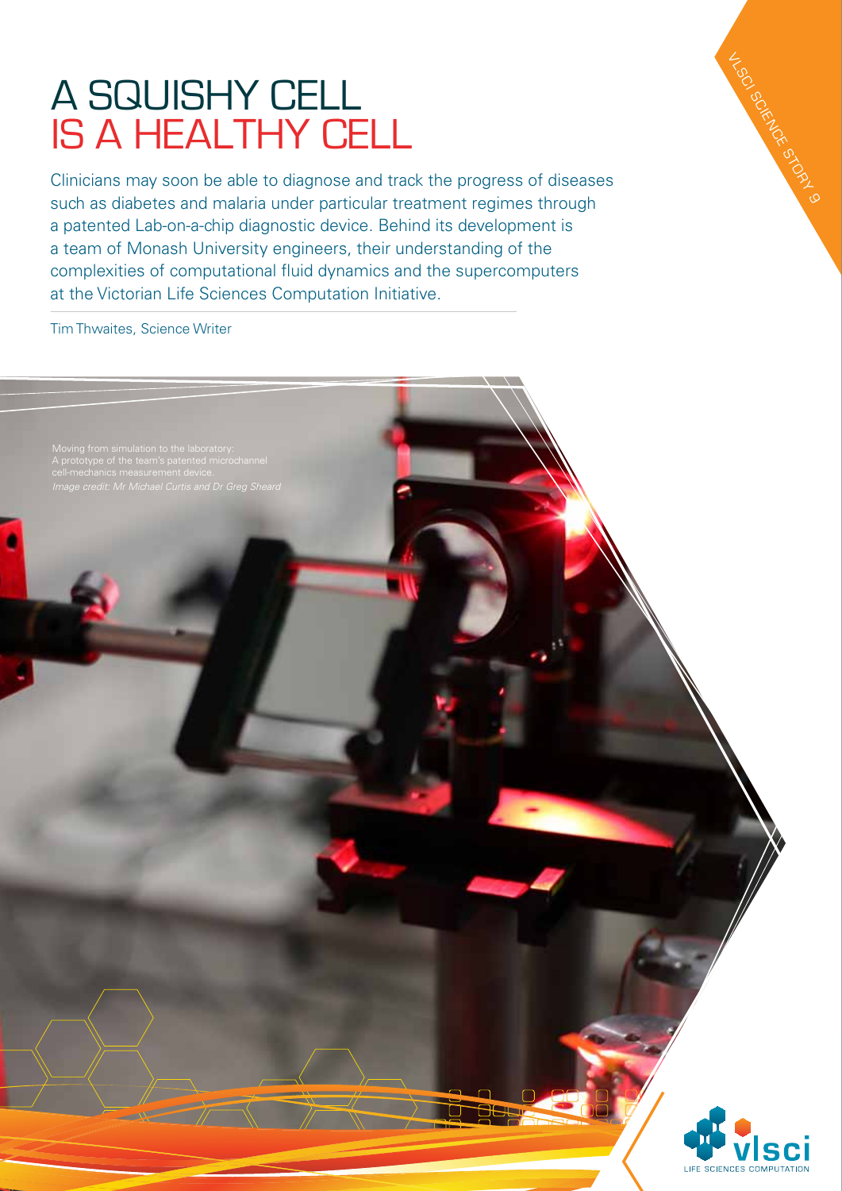# A SQUISHY CELL IS A HEALTHY CELL

Clinicians may soon be able to diagnose and track the progress of diseases such as diabetes and malaria under particular treatment regimes through a patented Lab-on-a-chip diagnostic device. Behind its development is a team of Monash University engineers, their understanding of the complexities of computational fluid dynamics and the supercomputers at the Victorian Life Sciences Computation Initiative.

Tim Thwaites, Science Writer

Moving from simulation to the laboratory: A prototype of the team's patented microchannel cell-mechanics measurement device.
*Image credit: Mr Michael Curtis and Dr Greg Sheard*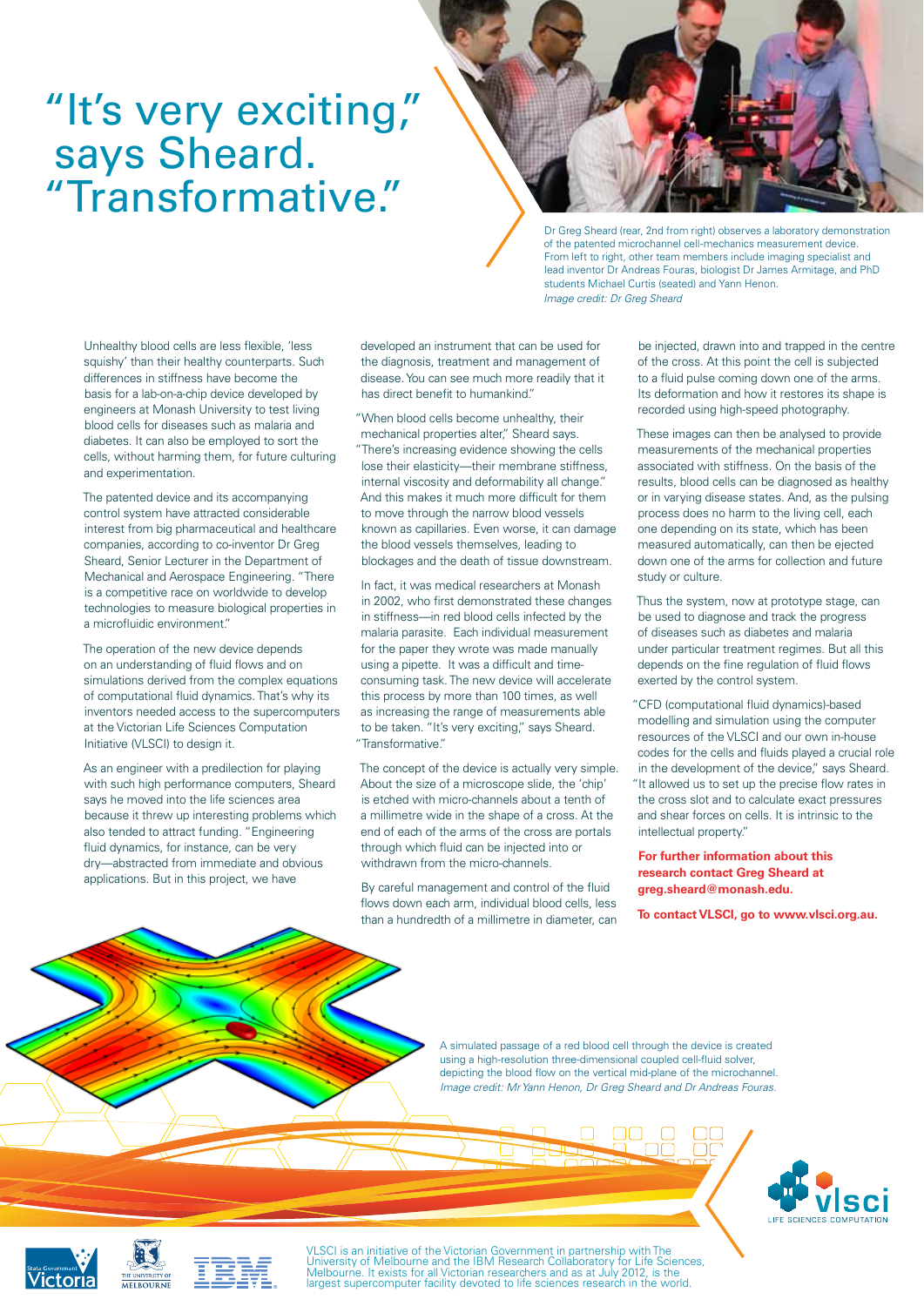# "It's very exciting," says Sheard. "Transformative."

Dr Greg Sheard (rear, 2nd from right) observes a laboratory demonstration of the patented microchannel cell-mechanics measurement device. From left to right, other team members include imaging specialist and lead inventor Dr Andreas Fouras, biologist Dr James Armitage, and PhD students Michael Curtis (seated) and Yann Henon.
*Image credit: Dr Greg Sheard*

Unhealthy blood cells are less flexible, 'less squishy' than their healthy counterparts. Such differences in stiffness have become the basis for a lab-on-a-chip device developed by engineers at Monash University to test living blood cells for diseases such as malaria and diabetes. It can also be employed to sort the cells, without harming them, for future culturing and experimentation.

The patented device and its accompanying control system have attracted considerable interest from big pharmaceutical and healthcare companies, according to co-inventor Dr Greg Sheard, Senior Lecturer in the Department of Mechanical and Aerospace Engineering. "There is a competitive race on worldwide to develop technologies to measure biological properties in a microfluidic environment."

The operation of the new device depends on an understanding of fluid flows and on simulations derived from the complex equations of computational fluid dynamics. That's why its inventors needed access to the supercomputers at the Victorian Life Sciences Computation Initiative (VLSCI) to design it.

As an engineer with a predilection for playing with such high performance computers, Sheard says he moved into the life sciences area because it threw up interesting problems which also tended to attract funding. "Engineering fluid dynamics, for instance, can be very dry—abstracted from immediate and obvious applications. But in this project, we have developed an instrument that can be used for the diagnosis, treatment and management of disease. You can see much more readily that it has direct benefit to humankind."

"When blood cells become unhealthy, their mechanical properties alter," Sheard says. "There's increasing evidence showing the cells lose their elasticity—their membrane stiffness, internal viscosity and deformability all change." And this makes it much more difficult for them to move through the narrow blood vessels known as capillaries. Even worse, it can damage the blood vessels themselves, leading to blockages and the death of tissue downstream.

In fact, it was medical researchers at Monash in 2002, who first demonstrated these changes in stiffness—in red blood cells infected by the malaria parasite. Each individual measurement for the paper they wrote was made manually using a pipette. It was a difficult and time-consuming task. The new device will accelerate this process by more than 100 times, as well as increasing the range of measurements able to be taken. "It's very exciting," says Sheard. "Transformative."

The concept of the device is actually very simple. About the size of a microscope slide, the 'chip' is etched with micro-channels about a tenth of a millimetre wide in the shape of a cross. At the end of each of the arms of the cross are portals through which fluid can be injected into or withdrawn from the micro-channels.

By careful management and control of the fluid flows down each arm, individual blood cells, less than a hundredth of a millimetre in diameter, can be injected, drawn into and trapped in the centre of the cross. At this point the cell is subjected to a fluid pulse coming down one of the arms. Its deformation and how it restores its shape is recorded using high-speed photography.

These images can then be analysed to provide measurements of the mechanical properties associated with stiffness. On the basis of the results, blood cells can be diagnosed as healthy or in varying disease states. And, as the pulsing process does no harm to the living cell, each one depending on its state, which has been measured automatically, can then be ejected down one of the arms for collection and future study or culture.

Thus the system, now at prototype stage, can be used to diagnose and track the progress of diseases such as diabetes and malaria under particular treatment regimes. But all this depends on the fine regulation of fluid flows exerted by the control system.

"CFD (computational fluid dynamics)-based modelling and simulation using the computer resources of the VLSCI and our own in-house codes for the cells and fluids played a crucial role in the development of the device," says Sheard. "It allowed us to set up the precise flow rates in the cross slot and to calculate exact pressures and shear forces on cells. It is intrinsic to the intellectual property."

**For further information about this research contact Greg Sheard at greg.sheard@monash.edu.**

**To contact VLSCI, go to www.vlsci.org.au.**

A simulated passage of a red blood cell through the device is created using a high-resolution three-dimensional coupled cell-fluid solver, depicting the blood flow on the vertical mid-plane of the microchannel.
*Image credit: Mr Yann Henon, Dr Greg Sheard and Dr Andreas Fouras.*

VLSCI is an initiative of the Victorian Government in partnership with The University of Melbourne and the IBM Research Collaboratory for Life Sciences, Melbourne. It exists for all Victorian researchers and as at July 2012, is the largest supercomputer facility devoted to life sciences research in the world.